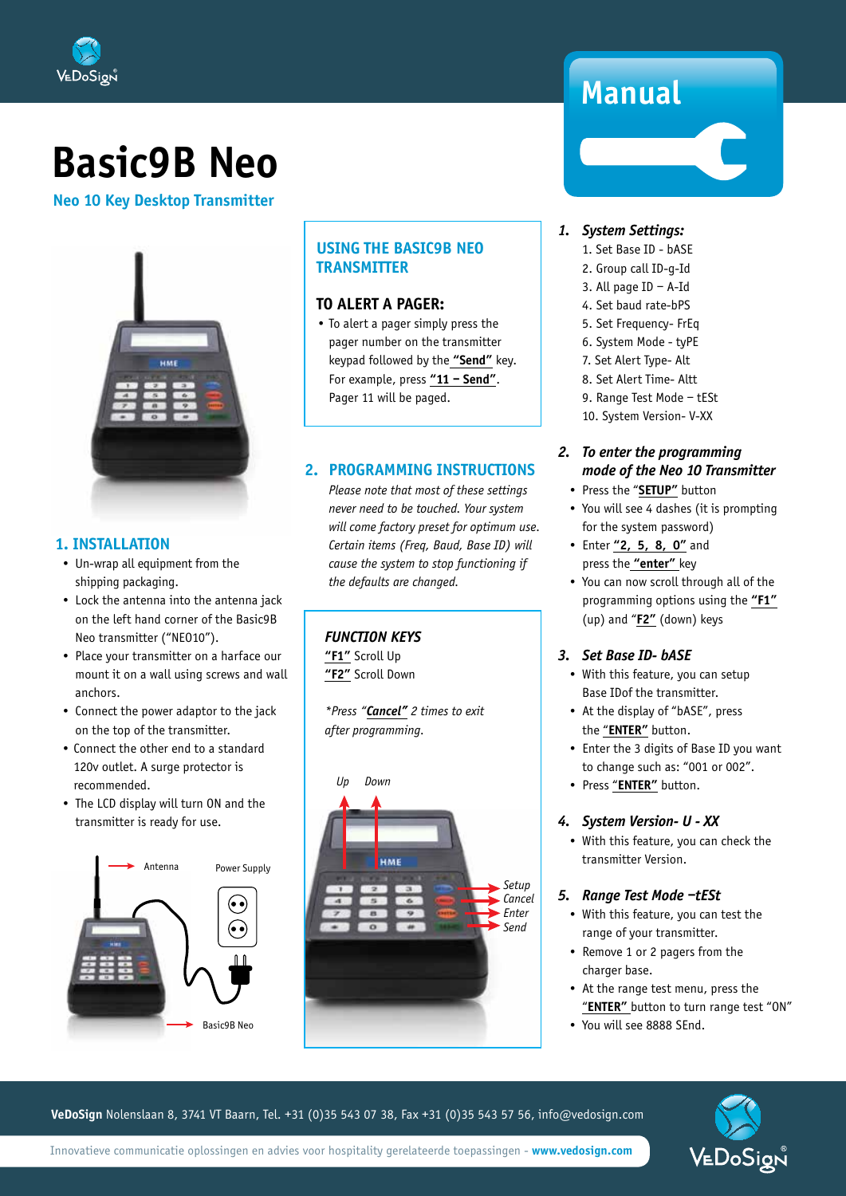# Basic9B Neo

**Neo 10 Key Desktop Transmitter**

Manual

## 1. INSTALLATION

- Un-wrap all equipment from the shipping packaging.
- Lock the antenna into the antenna jack on the left hand corner of the Basic9B Neo transmitter ("NEO10").
- Place your transmitter on a harface our mount it on a wall using screws and wall anchors.
- Connect the power adaptor to the jack on the top of the transmitter.
- Connect the other end to a standard 120v outlet. A surge protector is recommended.
- The LCD display will turn ON and the transmitter is ready for use.

Antenna
Power Supply
Basic9B Neo

## USING THE BASIC9B NEO TRANSMITTER

### TO ALERT A PAGER:

- To alert a pager simply press the pager number on the transmitter keypad followed by the **"Send"** key. For example, press **"11 – Send"**. Pager 11 will be paged.

## 2. PROGRAMMING INSTRUCTIONS

*Please note that most of these settings never need to be touched. Your system will come factory preset for optimum use. Certain items (Freq, Baud, Base ID) will cause the system to stop functioning if the defaults are changed.*

***FUNCTION KEYS***

**"F1"** Scroll Up
**"F2"** Scroll Down

*\*Press "**Cancel**" 2 times to exit after programming.*

Up Down

Setup
Cancel
Enter
Send

### 1. System Settings:

1. Set Base ID - bASE
2. Group call ID-g-Id
3. All page ID – A-Id
4. Set baud rate-bPS
5. Set Frequency- FrEq
6. System Mode - tyPE
7. Set Alert Type- Alt
8. Set Alert Time- Altt
9. Range Test Mode – tESt
10. System Version- V-XX

### 2. To enter the programming mode of the Neo 10 Transmitter

- Press the "**SETUP**" button
- You will see 4 dashes (it is prompting for the system password)
- Enter **"2, 5, 8, 0"** and press the **"enter"** key
- You can now scroll through all of the programming options using the **"F1"** (up) and "**F2**" (down) keys

### 3. Set Base ID- bASE

- With this feature, you can setup Base IDof the transmitter.
- At the display of "bASE", press the "**ENTER**" button.
- Enter the 3 digits of Base ID you want to change such as: "001 or 002".
- Press "**ENTER**" button.

### 4. System Version- U - XX

- With this feature, you can check the transmitter Version.

### 5. Range Test Mode –tESt

- With this feature, you can test the range of your transmitter.
- Remove 1 or 2 pagers from the charger base.
- At the range test menu, press the "**ENTER**" button to turn range test "ON"
- You will see 8888 SEnd.

**VeDoSign** Nolenslaan 8, 3741 VT Baarn, Tel. +31 (0)35 543 07 38, Fax +31 (0)35 543 57 56, info@vedosign.com

Innovatieve communicatie oplossingen en advies voor hospitality gerelateerde toepassingen - **www.vedosign.com**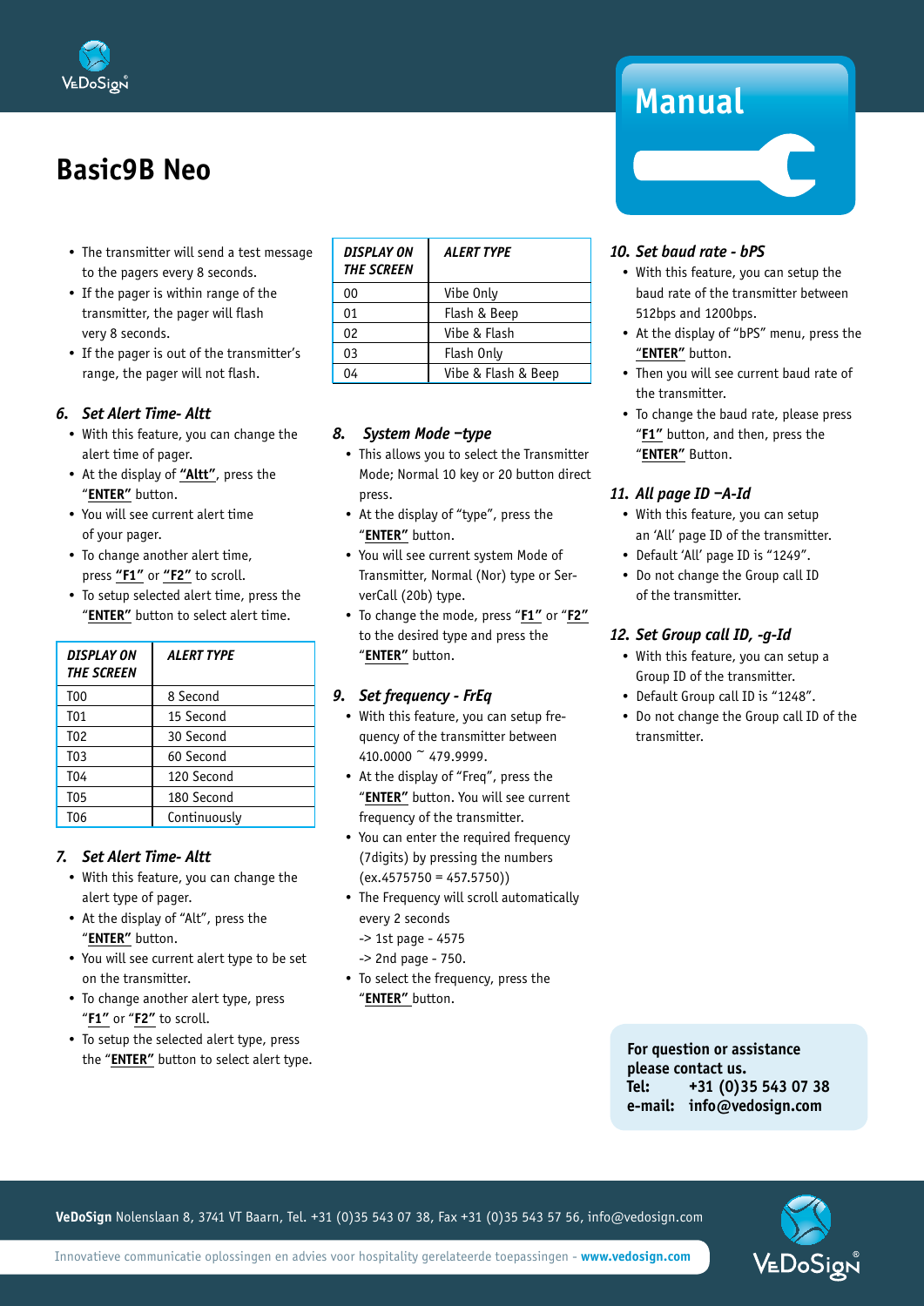# Basic9B Neo

## Manual

- The transmitter will send a test message to the pagers every 8 seconds.
- If the pager is within range of the transmitter, the pager will flash very 8 seconds.
- If the pager is out of the transmitter's range, the pager will not flash.

### 6. *Set Alert Time- Altt*

- With this feature, you can change the alert time of pager.
- At the display of **"Altt"**, press the "**ENTER"** button.
- You will see current alert time of your pager.
- To change another alert time, press **"F1"** or **"F2"** to scroll.
- To setup selected alert time, press the "**ENTER"** button to select alert time.

| *DISPLAY ON THE SCREEN* | *ALERT TYPE* |
|---|---|
| T00 | 8 Second |
| T01 | 15 Second |
| T02 | 30 Second |
| T03 | 60 Second |
| T04 | 120 Second |
| T05 | 180 Second |
| T06 | Continuously |

### 7. *Set Alert Time- Altt*

- With this feature, you can change the alert type of pager.
- At the display of "Alt", press the "**ENTER"** button.
- You will see current alert type to be set on the transmitter.
- To change another alert type, press "**F1"** or "**F2"** to scroll.
- To setup the selected alert type, press the "**ENTER"** button to select alert type.

| *DISPLAY ON THE SCREEN* | *ALERT TYPE* |
|---|---|
| 00 | Vibe Only |
| 01 | Flash & Beep |
| 02 | Vibe & Flash |
| 03 | Flash Only |
| 04 | Vibe & Flash & Beep |

### 8. *System Mode –type*

- This allows you to select the Transmitter Mode; Normal 10 key or 20 button direct press.
- At the display of "type", press the "**ENTER"** button.
- You will see current system Mode of Transmitter, Normal (Nor) type or ServerCall (20b) type.
- To change the mode, press "**F1"** or "**F2"** to the desired type and press the "**ENTER"** button.

### 9. *Set frequency - FrEq*

- With this feature, you can setup frequency of the transmitter between 410.0000 ~ 479.9999.
- At the display of "Freq", press the "**ENTER"** button. You will see current frequency of the transmitter.
- You can enter the required frequency (7digits) by pressing the numbers (ex.4575750 = 457.5750))
- The Frequency will scroll automatically every 2 seconds
  -> 1st page - 4575
  -> 2nd page - 750.
- To select the frequency, press the "**ENTER"** button.

### 10. *Set baud rate - bPS*

- With this feature, you can setup the baud rate of the transmitter between 512bps and 1200bps.
- At the display of "bPS" menu, press the "**ENTER"** button.
- Then you will see current baud rate of the transmitter.
- To change the baud rate, please press "**F1"** button, and then, press the "**ENTER"** Button.

### 11. *All page ID –A-Id*

- With this feature, you can setup an 'All' page ID of the transmitter.
- Default 'All' page ID is "1249".
- Do not change the Group call ID of the transmitter.

### 12. *Set Group call ID, -g-Id*

- With this feature, you can setup a Group ID of the transmitter.
- Default Group call ID is "1248".
- Do not change the Group call ID of the transmitter.

**For question or assistance please contact us.**
**Tel: +31 (0)35 543 07 38**
**e-mail: info@vedosign.com**

**VeDoSign** Nolenslaan 8, 3741 VT Baarn, Tel. +31 (0)35 543 07 38, Fax +31 (0)35 543 57 56, info@vedosign.com

Innovatieve communicatie oplossingen en advies voor hospitality gerelateerde toepassingen - **www.vedosign.com**